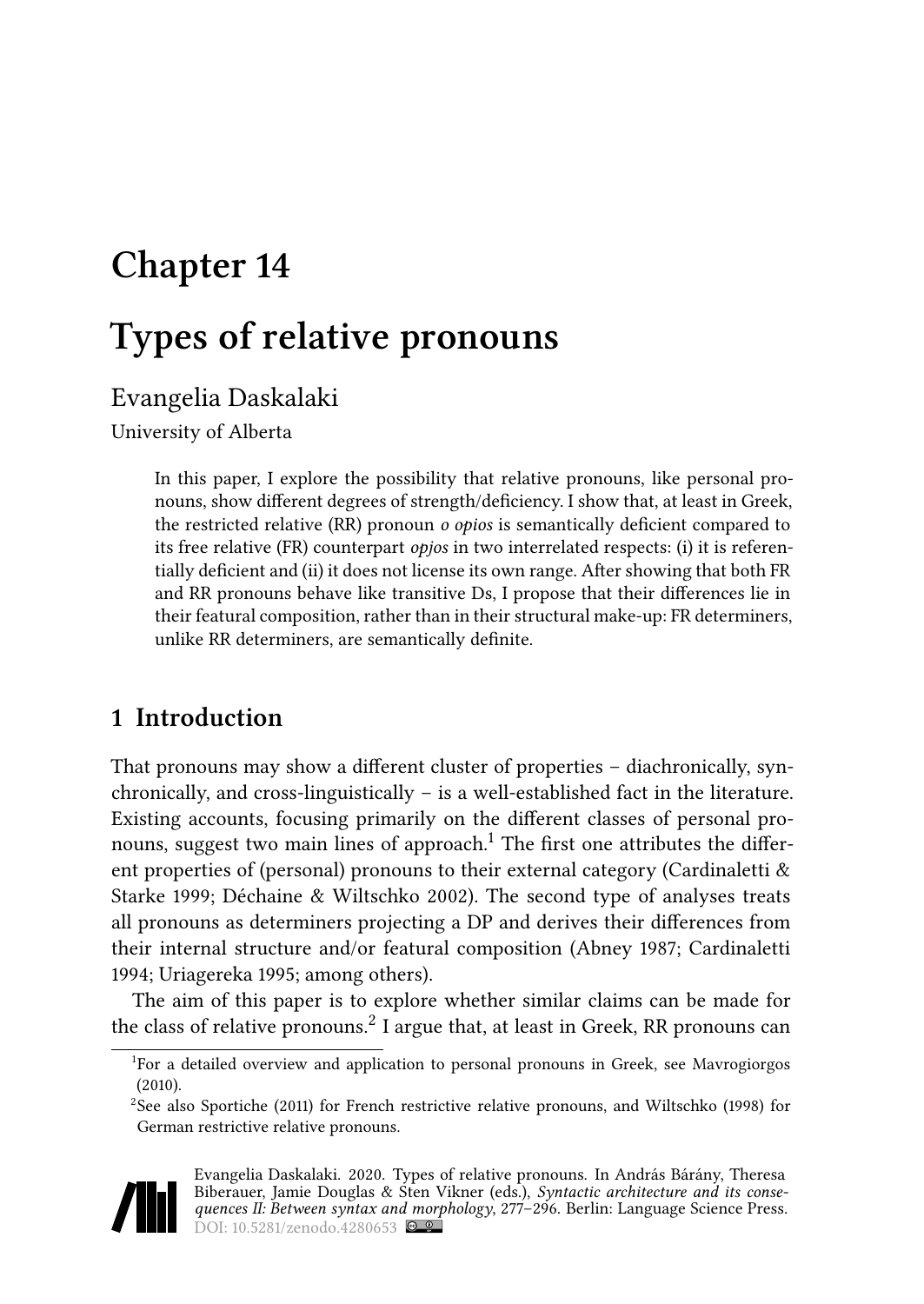# Chapter 14

# Types of relative pronouns

Evangelia Daskalaki

University of Alberta

> In this paper, I explore the possibility that relative pronouns, like personal pronouns, show different degrees of strength/deficiency. I show that, at least in Greek, the restricted relative (RR) pronoun *o opios* is semantically deficient compared to its free relative (FR) counterpart *opjos* in two interrelated respects: (i) it is referentially deficient and (ii) it does not license its own range. After showing that both FR and RR pronouns behave like transitive Ds, I propose that their differences lie in their featural composition, rather than in their structural make-up: FR determiners, unlike RR determiners, are semantically definite.

## 1 Introduction

That pronouns may show a different cluster of properties – diachronically, synchronically, and cross-linguistically – is a well-established fact in the literature. Existing accounts, focusing primarily on the different classes of personal pronouns, suggest two main lines of approach.[1] The first one attributes the different properties of (personal) pronouns to their external category (Cardinaletti & Starke 1999; Déchaine & Wiltschko 2002). The second type of analyses treats all pronouns as determiners projecting a DP and derives their differences from their internal structure and/or featural composition (Abney 1987; Cardinaletti 1994; Uriagereka 1995; among others).

The aim of this paper is to explore whether similar claims can be made for the class of relative pronouns.[2] I argue that, at least in Greek, RR pronouns can

[1] For a detailed overview and application to personal pronouns in Greek, see Mavrogiorgos (2010).

[2] See also Sportiche (2011) for French restrictive relative pronouns, and Wiltschko (1998) for German restrictive relative pronouns.

Evangelia Daskalaki. 2020. Types of relative pronouns. In András Bárány, Theresa Biberauer, Jamie Douglas & Sten Vikner (eds.), *Syntactic architecture and its consequences II: Between syntax and morphology*, 277–296. Berlin: Language Science Press. DOI: 10.5281/zenodo.4280653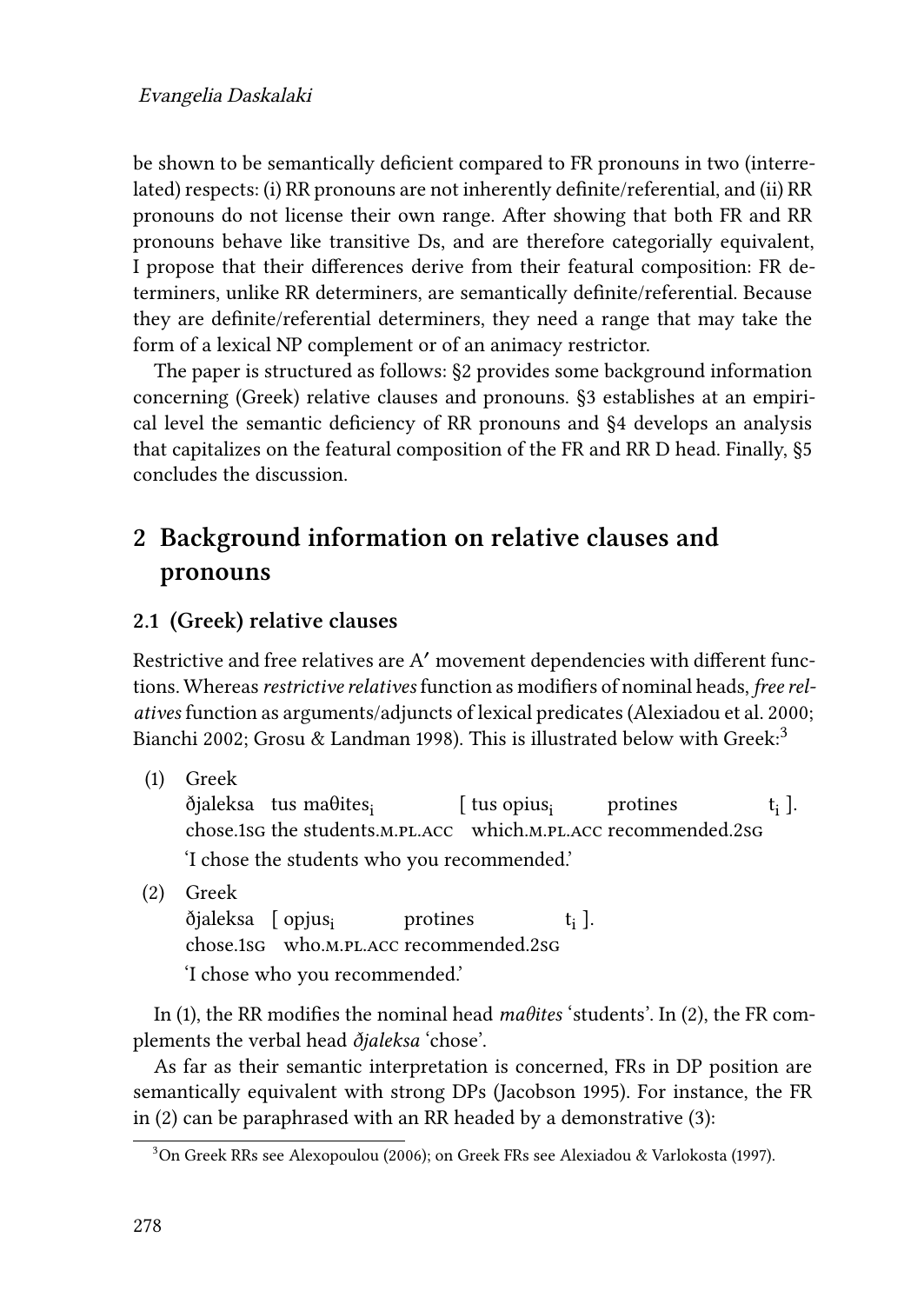be shown to be semantically deficient compared to FR pronouns in two (interrelated) respects: (i) RR pronouns are not inherently definite/referential, and (ii) RR pronouns do not license their own range. After showing that both FR and RR pronouns behave like transitive Ds, and are therefore categorially equivalent, I propose that their differences derive from their featural composition: FR determiners, unlike RR determiners, are semantically definite/referential. Because they are definite/referential determiners, they need a range that may take the form of a lexical NP complement or of an animacy restrictor.

The paper is structured as follows: §2 provides some background information concerning (Greek) relative clauses and pronouns. §3 establishes at an empirical level the semantic deficiency of RR pronouns and §4 develops an analysis that capitalizes on the featural composition of the FR and RR D head. Finally, §5 concludes the discussion.

## 2 Background information on relative clauses and pronouns

### 2.1 (Greek) relative clauses

Restrictive and free relatives are A′ movement dependencies with different functions. Whereas *restrictive relatives* function as modifiers of nominal heads, *free relatives* function as arguments/adjuncts of lexical predicates (Alexiadou et al. 2000; Bianchi 2002; Grosu & Landman 1998). This is illustrated below with Greek:[3]

(1) Greek
ðjaleksa tus maθites$_i$ [ tus opius$_i$ protines t$_i$ ].
chose.1SG the students.M.PL.ACC which.M.PL.ACC recommended.2SG
'I chose the students who you recommended.'

(2) Greek
ðjaleksa [ opjus$_i$ protines t$_i$ ].
chose.1SG who.M.PL.ACC recommended.2SG
'I chose who you recommended.'

In (1), the RR modifies the nominal head *maθites* 'students'. In (2), the FR complements the verbal head *ðjaleksa* 'chose'.

As far as their semantic interpretation is concerned, FRs in DP position are semantically equivalent with strong DPs (Jacobson 1995). For instance, the FR in (2) can be paraphrased with an RR headed by a demonstrative (3):

[3] On Greek RRs see Alexopoulou (2006); on Greek FRs see Alexiadou & Varlokosta (1997).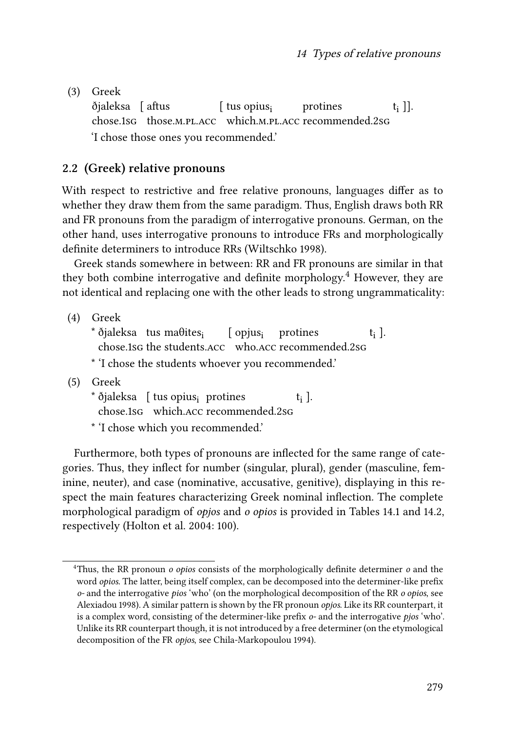(3) Greek
    ðjaleksa [ aftus [ tus opius$_i$ protines $t_i$ ]].
    chose.1SG those.M.PL.ACC which.M.PL.ACC recommended.2SG
    'I chose those ones you recommended.'

## 2.2 (Greek) relative pronouns

With respect to restrictive and free relative pronouns, languages differ as to whether they draw them from the same paradigm. Thus, English draws both RR and FR pronouns from the paradigm of interrogative pronouns. German, on the other hand, uses interrogative pronouns to introduce FRs and morphologically definite determiners to introduce RRs (Wiltschko 1998).

Greek stands somewhere in between: RR and FR pronouns are similar in that they both combine interrogative and definite morphology.[4] However, they are not identical and replacing one with the other leads to strong ungrammaticality:

(4) Greek
    * ðjaleksa tus maθites$_i$ [ opjus$_i$ protines $t_i$ ].
    chose.1SG the students.ACC who.ACC recommended.2SG
    * 'I chose the students whoever you recommended.'

(5) Greek
    * ðjaleksa [ tus opius$_i$ protines $t_i$ ].
    chose.1SG which.ACC recommended.2SG
    * 'I chose which you recommended.'

Furthermore, both types of pronouns are inflected for the same range of categories. Thus, they inflect for number (singular, plural), gender (masculine, feminine, neuter), and case (nominative, accusative, genitive), displaying in this respect the main features characterizing Greek nominal inflection. The complete morphological paradigm of *opjos* and *o opios* is provided in Tables 14.1 and 14.2, respectively (Holton et al. 2004: 100).

[4] Thus, the RR pronoun *o opios* consists of the morphologically definite determiner *o* and the word *opios*. The latter, being itself complex, can be decomposed into the determiner-like prefix *o-* and the interrogative *pios* 'who' (on the morphological decomposition of the RR *o opios*, see Alexiadou 1998). A similar pattern is shown by the FR pronoun *opjos*. Like its RR counterpart, it is a complex word, consisting of the determiner-like prefix *o-* and the interrogative *pjos* 'who'. Unlike its RR counterpart though, it is not introduced by a free determiner (on the etymological decomposition of the FR *opjos*, see Chila-Markopoulou 1994).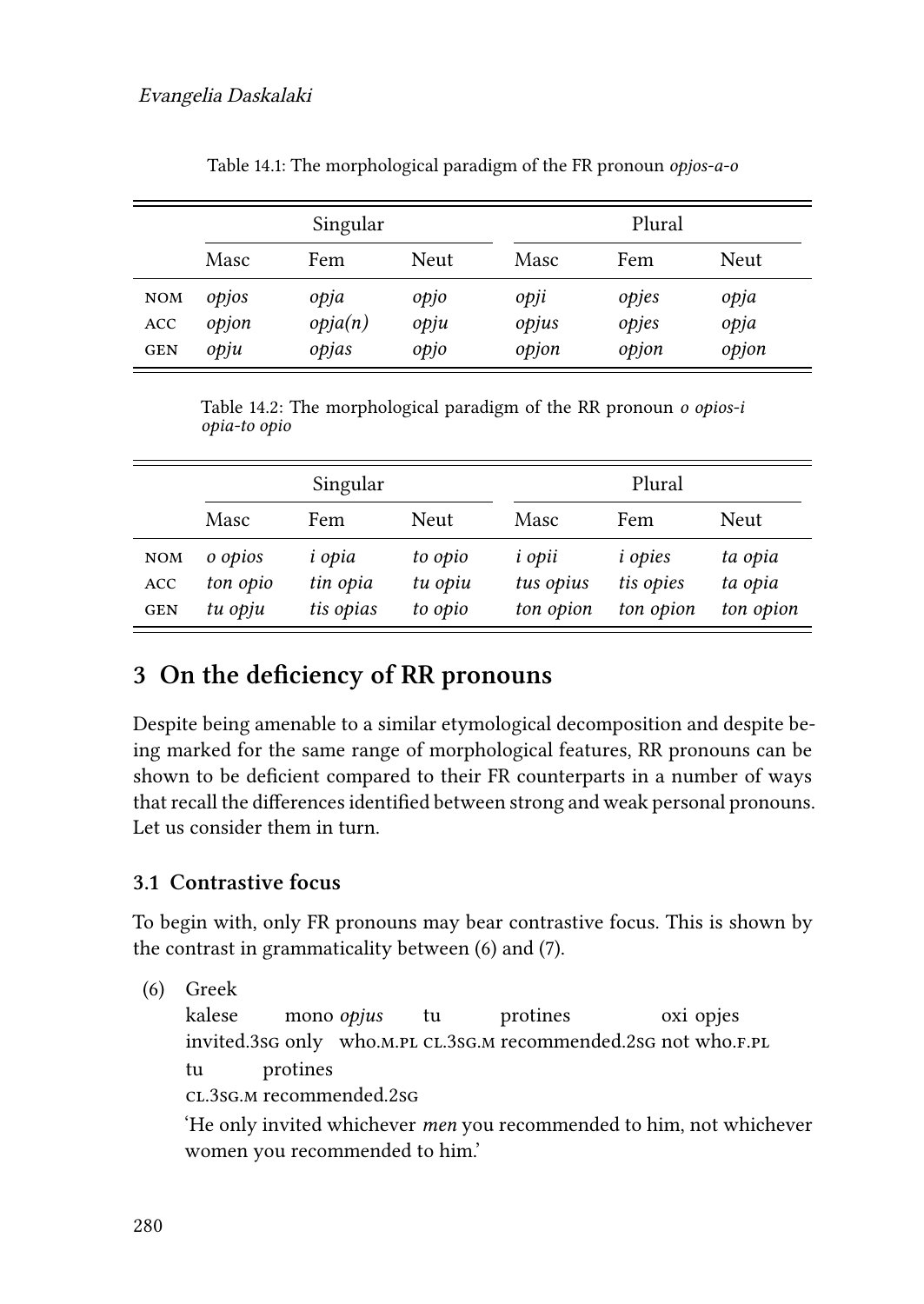Table 14.1: The morphological paradigm of the FR pronoun *opjos-a-o*

| | Singular | | | Plural | | |
|---|---|---|---|---|---|---|
| | Masc | Fem | Neut | Masc | Fem | Neut |
| NOM | *opjos* | *opja* | *opjo* | *opji* | *opjes* | *opja* |
| ACC | *opjon* | *opja(n)* | *opju* | *opjus* | *opjes* | *opja* |
| GEN | *opju* | *opjas* | *opjo* | *opjon* | *opjon* | *opjon* |

Table 14.2: The morphological paradigm of the RR pronoun *o opios-i opia-to opio*

| | Singular | | | Plural | | |
|---|---|---|---|---|---|---|
| | Masc | Fem | Neut | Masc | Fem | Neut |
| NOM | *o opios* | *i opia* | *to opio* | *i opii* | *i opies* | *ta opia* |
| ACC | *ton opio* | *tin opia* | *tu opiu* | *tus opius* | *tis opies* | *ta opia* |
| GEN | *tu opju* | *tis opias* | *to opio* | *ton opion* | *ton opion* | *ton opion* |

## 3 On the deficiency of RR pronouns

Despite being amenable to a similar etymological decomposition and despite being marked for the same range of morphological features, RR pronouns can be shown to be deficient compared to their FR counterparts in a number of ways that recall the differences identified between strong and weak personal pronouns. Let us consider them in turn.

### 3.1 Contrastive focus

To begin with, only FR pronouns may bear contrastive focus. This is shown by the contrast in grammaticality between (6) and (7).

(6) Greek
kalese mono *opjus* tu protines oxi opjes tu protines
invited.3SG only who.M.PL CL.3SG.M recommended.2SG not who.F.PL CL.3SG.M recommended.2SG
'He only invited whichever *men* you recommended to him, not whichever women you recommended to him.'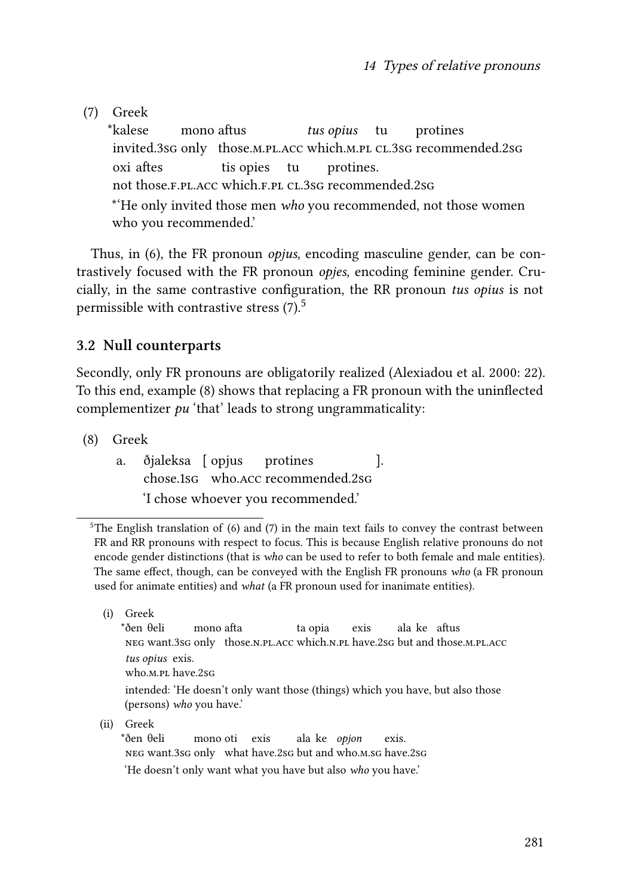(7) Greek

\*kalese mono aftus *tus opius* tu protines
invited.3sg only those.m.pl.acc which.m.pl cl.3sg recommended.2sg
oxi aftes tis opies tu protines.
not those.f.pl.acc which.f.pl cl.3sg recommended.2sg
\*'He only invited those men *who* you recommended, not those women who you recommended.'

Thus, in (6), the FR pronoun *opjus*, encoding masculine gender, can be contrastively focused with the FR pronoun *opjes*, encoding feminine gender. Crucially, in the same contrastive configuration, the RR pronoun *tus opius* is not permissible with contrastive stress (7).[5]

### 3.2 Null counterparts

Secondly, only FR pronouns are obligatorily realized (Alexiadou et al. 2000: 22). To this end, example (8) shows that replacing a FR pronoun with the uninflected complementizer *pu* 'that' leads to strong ungrammaticality:

(8) Greek

a. ðjaleksa [ opjus protines ].
chose.1sg who.acc recommended.2sg
'I chose whoever you recommended.'

---

[5] The English translation of (6) and (7) in the main text fails to convey the contrast between FR and RR pronouns with respect to focus. This is because English relative pronouns do not encode gender distinctions (that is *who* can be used to refer to both female and male entities). The same effect, though, can be conveyed with the English FR pronouns *who* (a FR pronoun used for animate entities) and *what* (a FR pronoun used for inanimate entities).

(i) Greek

\*ðen θeli mono afta ta opia exis ala ke aftus
neg want.3sg only those.n.pl.acc which.n.pl have.2sg but and those.m.pl.acc
*tus opius* exis.
who.m.pl have.2sg
intended: 'He doesn't only want those (things) which you have, but also those (persons) *who* you have.'

(ii) Greek

\*ðen θeli mono oti exis ala ke *opjon* exis.
neg want.3sg only what have.2sg but and who.m.sg have.2sg
'He doesn't only want what you have but also *who* you have.'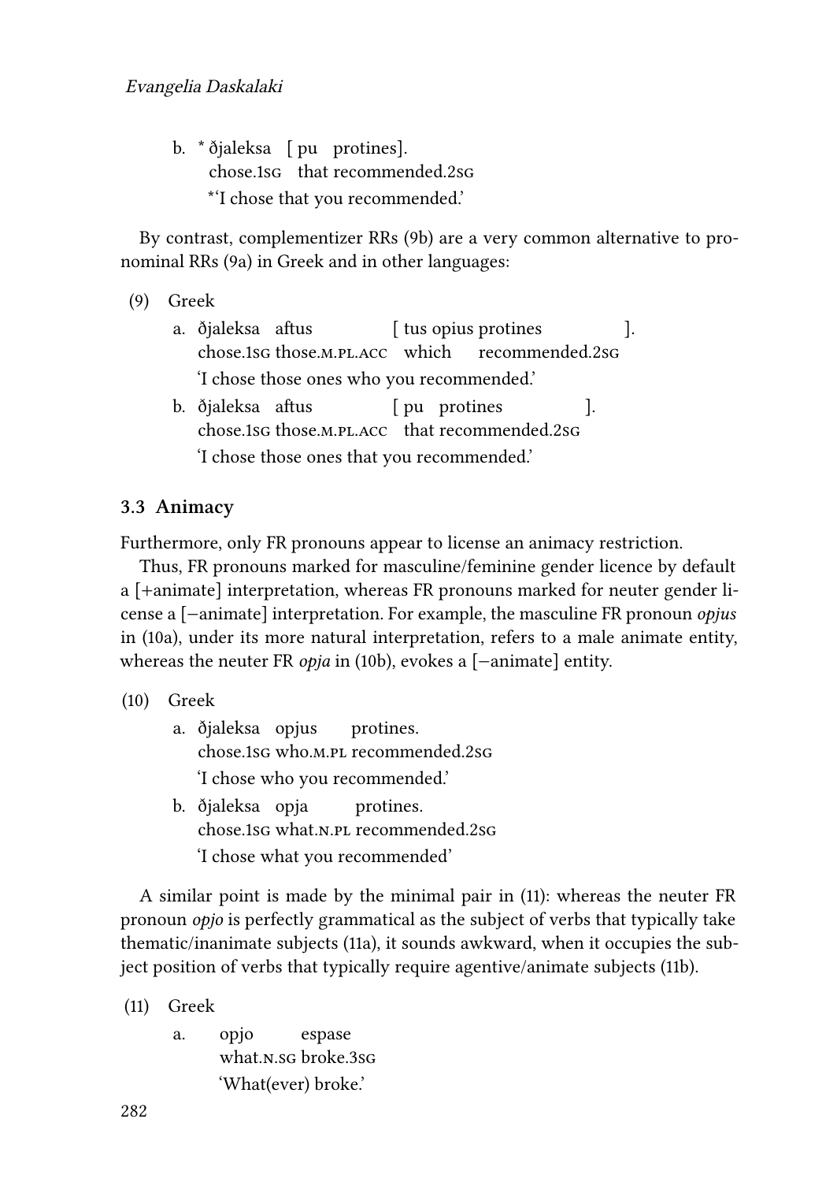b. * ðjaleksa [ pu protines].  
chose.1sg that recommended.2sg  
*'I chose that you recommended.'

By contrast, complementizer RRs (9b) are a very common alternative to pronominal RRs (9a) in Greek and in other languages:

(9) Greek

a. ðjaleksa aftus [ tus opius protines ].  
chose.1sg those.m.pl.acc which recommended.2sg  
'I chose those ones who you recommended.'

b. ðjaleksa aftus [ pu protines ].  
chose.1sg those.m.pl.acc that recommended.2sg  
'I chose those ones that you recommended.'

### 3.3 Animacy

Furthermore, only FR pronouns appear to license an animacy restriction.

Thus, FR pronouns marked for masculine/feminine gender licence by default a [+animate] interpretation, whereas FR pronouns marked for neuter gender license a [−animate] interpretation. For example, the masculine FR pronoun *opjus* in (10a), under its more natural interpretation, refers to a male animate entity, whereas the neuter FR *opja* in (10b), evokes a [−animate] entity.

(10) Greek

a. ðjaleksa opjus protines.  
chose.1sg who.m.pl recommended.2sg  
'I chose who you recommended.'

b. ðjaleksa opja protines.  
chose.1sg what.n.pl recommended.2sg  
'I chose what you recommended'

A similar point is made by the minimal pair in (11): whereas the neuter FR pronoun *opjo* is perfectly grammatical as the subject of verbs that typically take thematic/inanimate subjects (11a), it sounds awkward, when it occupies the subject position of verbs that typically require agentive/animate subjects (11b).

(11) Greek

a. opjo espase  
what.n.sg broke.3sg  
'What(ever) broke.'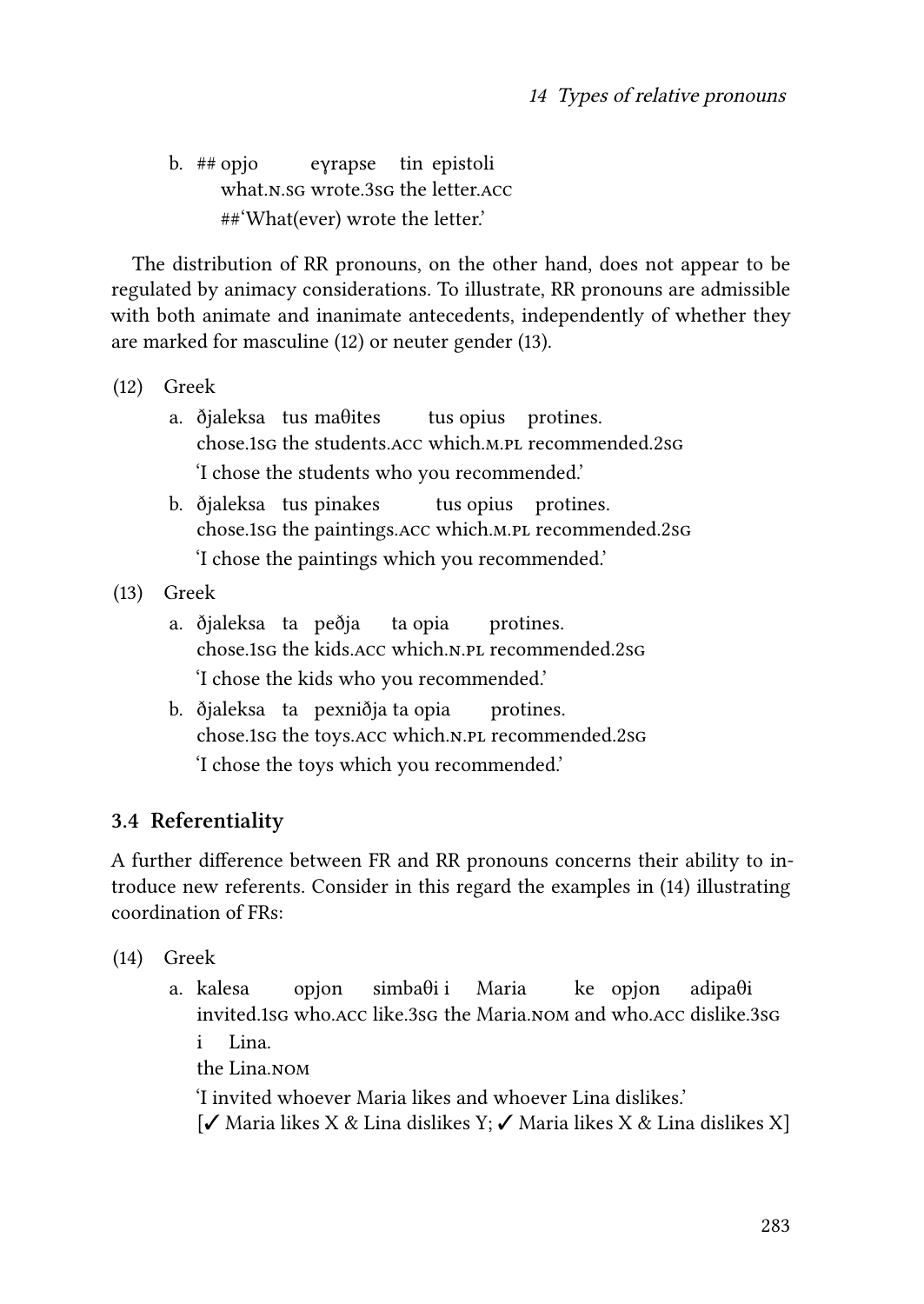b. ## opjo eɣrapse tin epistoli
   what.N.SG wrote.3SG the letter.ACC
   ##'What(ever) wrote the letter.'

The distribution of RR pronouns, on the other hand, does not appear to be regulated by animacy considerations. To illustrate, RR pronouns are admissible with both animate and inanimate antecedents, independently of whether they are marked for masculine (12) or neuter gender (13).

(12) Greek
   a. ðjaleksa tus maθites tus opius protines.
      chose.1SG the students.ACC which.M.PL recommended.2SG
      'I chose the students who you recommended.'
   b. ðjaleksa tus pinakes tus opius protines.
      chose.1SG the paintings.ACC which.M.PL recommended.2SG
      'I chose the paintings which you recommended.'

(13) Greek
   a. ðjaleksa ta peðja ta opia protines.
      chose.1SG the kids.ACC which.N.PL recommended.2SG
      'I chose the kids who you recommended.'
   b. ðjaleksa ta pexniðja ta opia protines.
      chose.1SG the toys.ACC which.N.PL recommended.2SG
      'I chose the toys which you recommended.'

### 3.4 Referentiality

A further difference between FR and RR pronouns concerns their ability to introduce new referents. Consider in this regard the examples in (14) illustrating coordination of FRs:

(14) Greek
   a. kalesa opjon simbaθi i Maria ke opjon adipaθi
      invited.1SG who.ACC like.3SG the Maria.NOM and who.ACC dislike.3SG
      i Lina.
      the Lina.NOM
      'I invited whoever Maria likes and whoever Lina dislikes.'
      [✓ Maria likes X & Lina dislikes Y; ✓ Maria likes X & Lina dislikes X]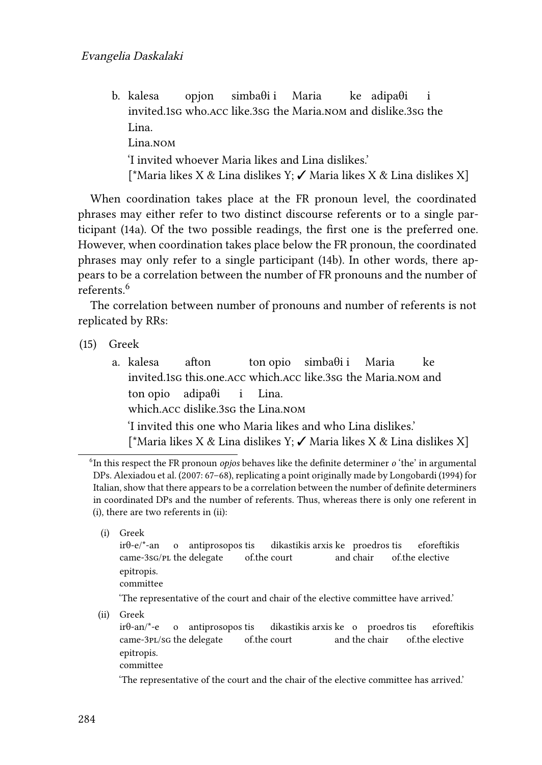b. kalesa opjon simbaθi i Maria ke adipaθi i Lina.
   invited.1SG who.ACC like.3SG the Maria.NOM and dislike.3SG the Lina.NOM
   'I invited whoever Maria likes and Lina dislikes.'
   [*Maria likes X & Lina dislikes Y; ✓ Maria likes X & Lina dislikes X]

When coordination takes place at the FR pronoun level, the coordinated phrases may either refer to two distinct discourse referents or to a single participant (14a). Of the two possible readings, the first one is the preferred one. However, when coordination takes place below the FR pronoun, the coordinated phrases may only refer to a single participant (14b). In other words, there appears to be a correlation between the number of FR pronouns and the number of referents.[6]

The correlation between number of pronouns and number of referents is not replicated by RRs:

(15) Greek

a. kalesa afton ton opio simbaθi i Maria ke ton opio adipaθi i Lina.
   invited.1SG this.one.ACC which.ACC like.3SG the Maria.NOM and which.ACC dislike.3SG the Lina.NOM
   'I invited this one who Maria likes and who Lina dislikes.'
   [*Maria likes X & Lina dislikes Y; ✓ Maria likes X & Lina dislikes X]

---

[6] In this respect the FR pronoun *opjos* behaves like the definite determiner *o* 'the' in argumental DPs. Alexiadou et al. (2007: 67–68), replicating a point originally made by Longobardi (1994) for Italian, show that there appears to be a correlation between the number of definite determiners in coordinated DPs and the number of referents. Thus, whereas there is only one referent in (i), there are two referents in (ii):

(i) Greek
   irθ-e/*-an o antiprosopos tis dikastikis arxis ke proedros tis eforeftikis epitropis.
   came-3SG/PL the delegate of.the court and chair of.the elective committee
   'The representative of the court and chair of the elective committee have arrived.'

(ii) Greek
   irθ-an/*-e o antiprosopos tis dikastikis arxis ke o proedros tis eforeftikis epitropis.
   came-3PL/SG the delegate of.the court and the chair of.the elective committee
   'The representative of the court and the chair of the elective committee has arrived.'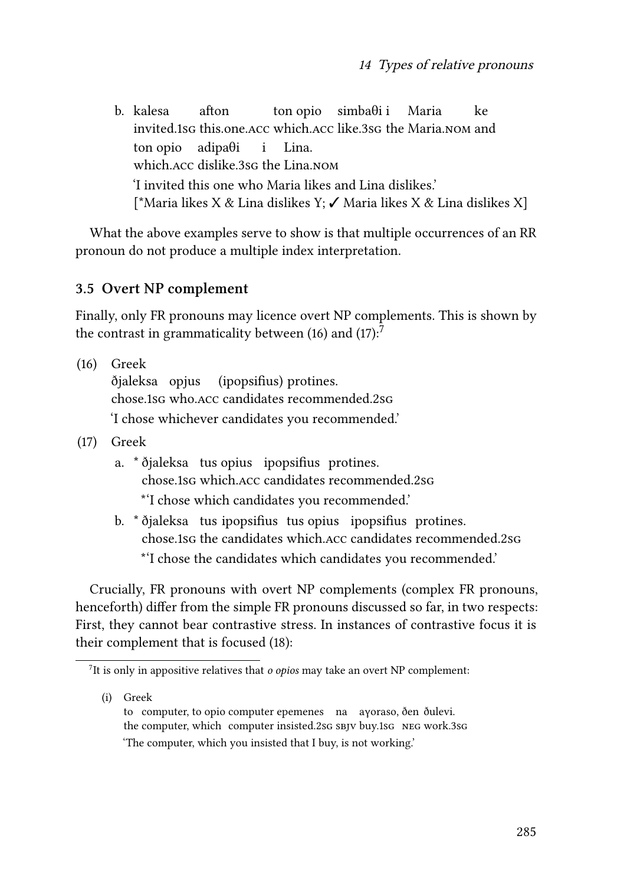b. kalesa afton ton opio simbaθi i Maria ke
   invited.1sg this.one.acc which.acc like.3sg the Maria.nom and
   ton opio adipaθi i Lina.
   which.acc dislike.3sg the Lina.nom
   'I invited this one who Maria likes and Lina dislikes.'
   [*Maria likes X & Lina dislikes Y; ✓ Maria likes X & Lina dislikes X]

What the above examples serve to show is that multiple occurrences of an RR pronoun do not produce a multiple index interpretation.

### 3.5 Overt NP complement

Finally, only FR pronouns may licence overt NP complements. This is shown by the contrast in grammaticality between (16) and (17):[7]

(16) Greek
     ðjaleksa opjus (ipopsifius) protines.
     chose.1sg who.acc candidates recommended.2sg
     'I chose whichever candidates you recommended.'

(17) Greek
     a. * ðjaleksa tus opius ipopsifius protines.
        chose.1sg which.acc candidates recommended.2sg
        *'I chose which candidates you recommended.'
     b. * ðjaleksa tus ipopsifius tus opius ipopsifius protines.
        chose.1sg the candidates which.acc candidates recommended.2sg
        *'I chose the candidates which candidates you recommended.'

Crucially, FR pronouns with overt NP complements (complex FR pronouns, henceforth) differ from the simple FR pronouns discussed so far, in two respects: First, they cannot bear contrastive stress. In instances of contrastive focus it is their complement that is focused (18):

---

[7] It is only in appositive relatives that *o opios* may take an overt NP complement:

(i) Greek
    to computer, to opio computer epemenes na aγoraso, ðen ðulevi.
    the computer, which computer insisted.2sg sbjv buy.1sg neg work.3sg
    'The computer, which you insisted that I buy, is not working.'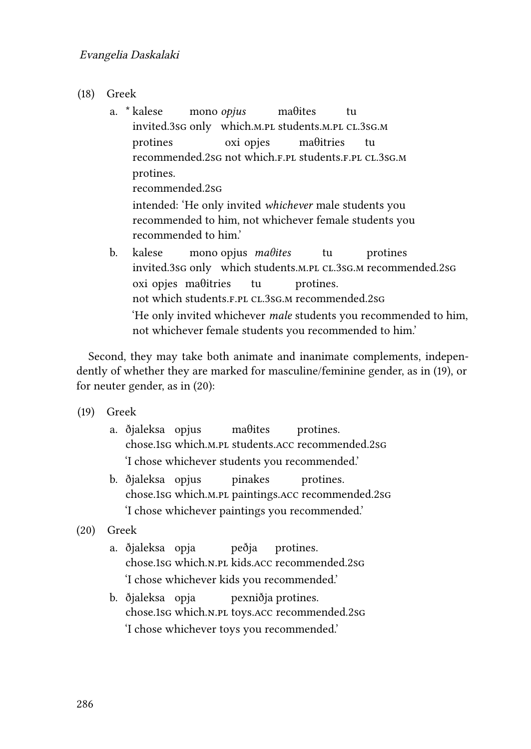(18) Greek

a. \* kalese mono *opjus* maθites tu
invited.3SG only which.M.PL students.M.PL CL.3SG.M
protines oxi opjes maθitries tu
recommended.2SG not which.F.PL students.F.PL CL.3SG.M
protines.
recommended.2SG
intended: 'He only invited *whichever* male students you recommended to him, not whichever female students you recommended to him.'

b. kalese mono opjus *maθites* tu protines
invited.3SG only which students.M.PL CL.3SG.M recommended.2SG
oxi opjes maθitries tu protines.
not which students.F.PL CL.3SG.M recommended.2SG
'He only invited whichever *male* students you recommended to him, not whichever female students you recommended to him.'

Second, they may take both animate and inanimate complements, independently of whether they are marked for masculine/feminine gender, as in (19), or for neuter gender, as in (20):

(19) Greek

a. ðjaleksa opjus maθites protines.
chose.1SG which.M.PL students.ACC recommended.2SG
'I chose whichever students you recommended.'

b. ðjaleksa opjus pinakes protines.
chose.1SG which.M.PL paintings.ACC recommended.2SG
'I chose whichever paintings you recommended.'

(20) Greek

a. ðjaleksa opja peðja protines.
chose.1SG which.N.PL kids.ACC recommended.2SG
'I chose whichever kids you recommended.'

b. ðjaleksa opja pexniðja protines.
chose.1SG which.N.PL toys.ACC recommended.2SG
'I chose whichever toys you recommended.'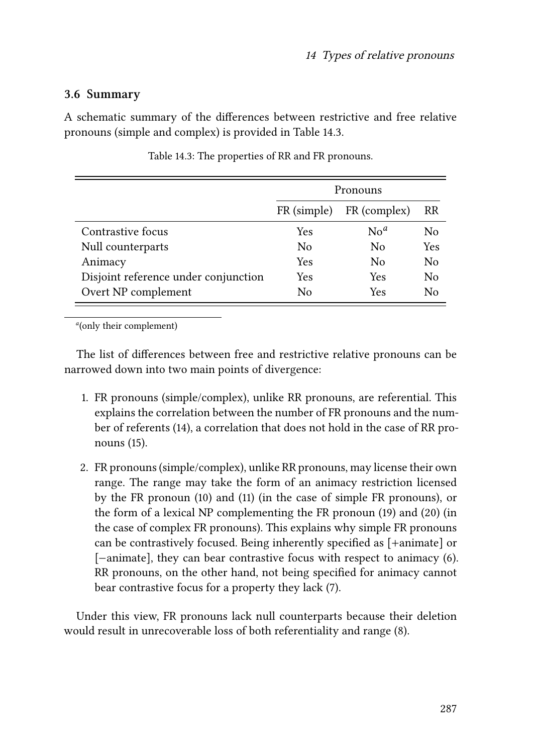### 3.6 Summary

A schematic summary of the differences between restrictive and free relative pronouns (simple and complex) is provided in Table 14.3.

Table 14.3: The properties of RR and FR pronouns.

| | Pronouns | | |
|---|---|---|---|
| | FR (simple) | FR (complex) | RR |
| Contrastive focus | Yes | No[a] | No |
| Null counterparts | No | No | Yes |
| Animacy | Yes | No | No |
| Disjoint reference under conjunction | Yes | Yes | No |
| Overt NP complement | No | Yes | No |

[a](only their complement)

The list of differences between free and restrictive relative pronouns can be narrowed down into two main points of divergence:

1. FR pronouns (simple/complex), unlike RR pronouns, are referential. This explains the correlation between the number of FR pronouns and the number of referents (14), a correlation that does not hold in the case of RR pronouns (15).
2. FR pronouns (simple/complex), unlike RR pronouns, may license their own range. The range may take the form of an animacy restriction licensed by the FR pronoun (10) and (11) (in the case of simple FR pronouns), or the form of a lexical NP complementing the FR pronoun (19) and (20) (in the case of complex FR pronouns). This explains why simple FR pronouns can be contrastively focused. Being inherently specified as [+animate] or [−animate], they can bear contrastive focus with respect to animacy (6). RR pronouns, on the other hand, not being specified for animacy cannot bear contrastive focus for a property they lack (7).

Under this view, FR pronouns lack null counterparts because their deletion would result in unrecoverable loss of both referentiality and range (8).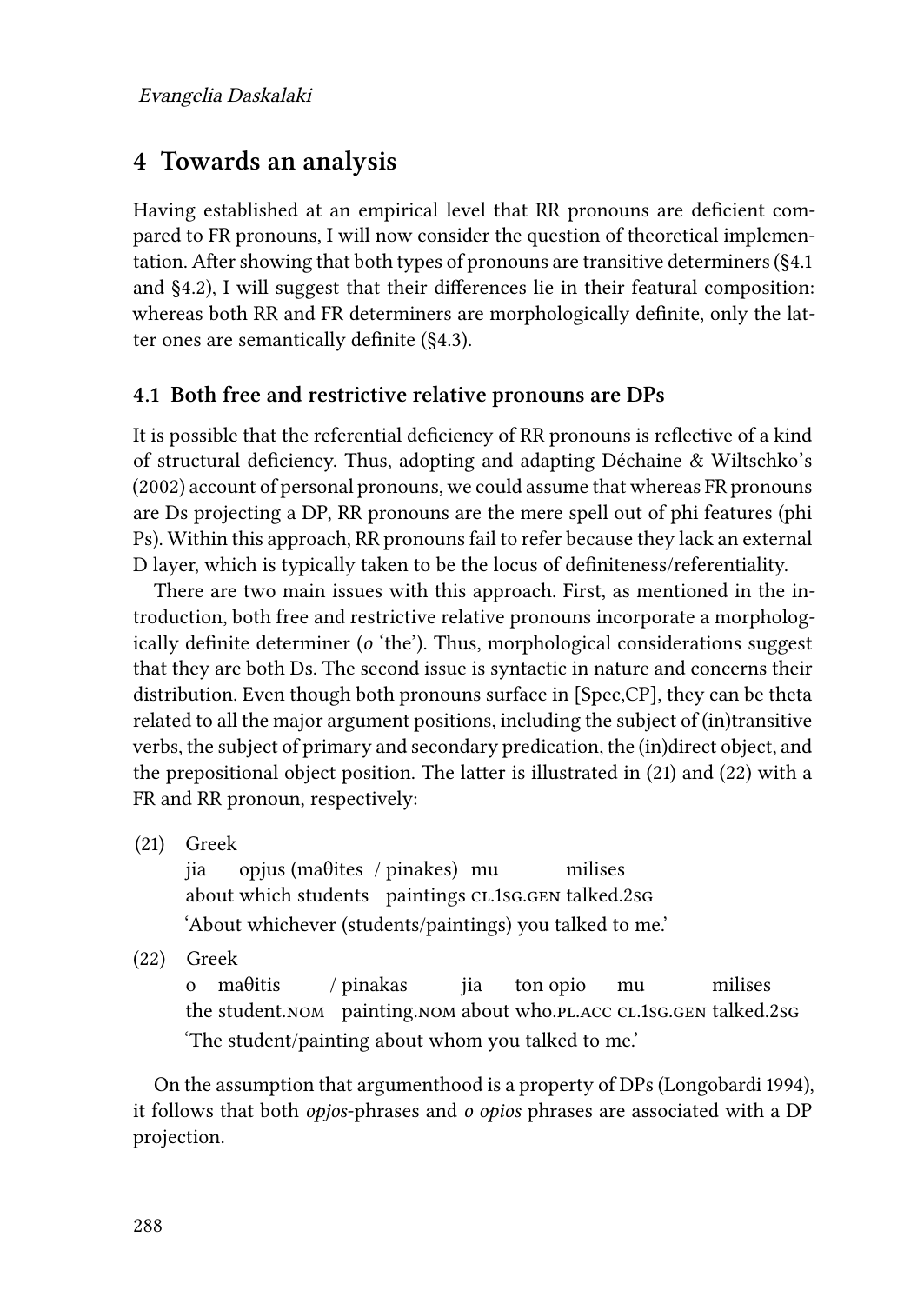## 4 Towards an analysis

Having established at an empirical level that RR pronouns are deficient compared to FR pronouns, I will now consider the question of theoretical implementation. After showing that both types of pronouns are transitive determiners (§4.1 and §4.2), I will suggest that their differences lie in their featural composition: whereas both RR and FR determiners are morphologically definite, only the latter ones are semantically definite (§4.3).

### 4.1 Both free and restrictive relative pronouns are DPs

It is possible that the referential deficiency of RR pronouns is reflective of a kind of structural deficiency. Thus, adopting and adapting Déchaine & Wiltschko's (2002) account of personal pronouns, we could assume that whereas FR pronouns are Ds projecting a DP, RR pronouns are the mere spell out of phi features (phi Ps). Within this approach, RR pronouns fail to refer because they lack an external D layer, which is typically taken to be the locus of definiteness/referentiality.

There are two main issues with this approach. First, as mentioned in the introduction, both free and restrictive relative pronouns incorporate a morphologically definite determiner (*o* 'the'). Thus, morphological considerations suggest that they are both Ds. The second issue is syntactic in nature and concerns their distribution. Even though both pronouns surface in [Spec,CP], they can be theta related to all the major argument positions, including the subject of (in)transitive verbs, the subject of primary and secondary predication, the (in)direct object, and the prepositional object position. The latter is illustrated in (21) and (22) with a FR and RR pronoun, respectively:

(21) Greek
jia opjus (maθites / pinakes) mu milises
about which students paintings CL.1SG.GEN talked.2SG
'About whichever (students/paintings) you talked to me.'

(22) Greek
o maθitis / pinakas jia ton opio mu milises
the student.NOM painting.NOM about who.PL.ACC CL.1SG.GEN talked.2SG
'The student/painting about whom you talked to me.'

On the assumption that argumenthood is a property of DPs (Longobardi 1994), it follows that both *opjos*-phrases and *o opios* phrases are associated with a DP projection.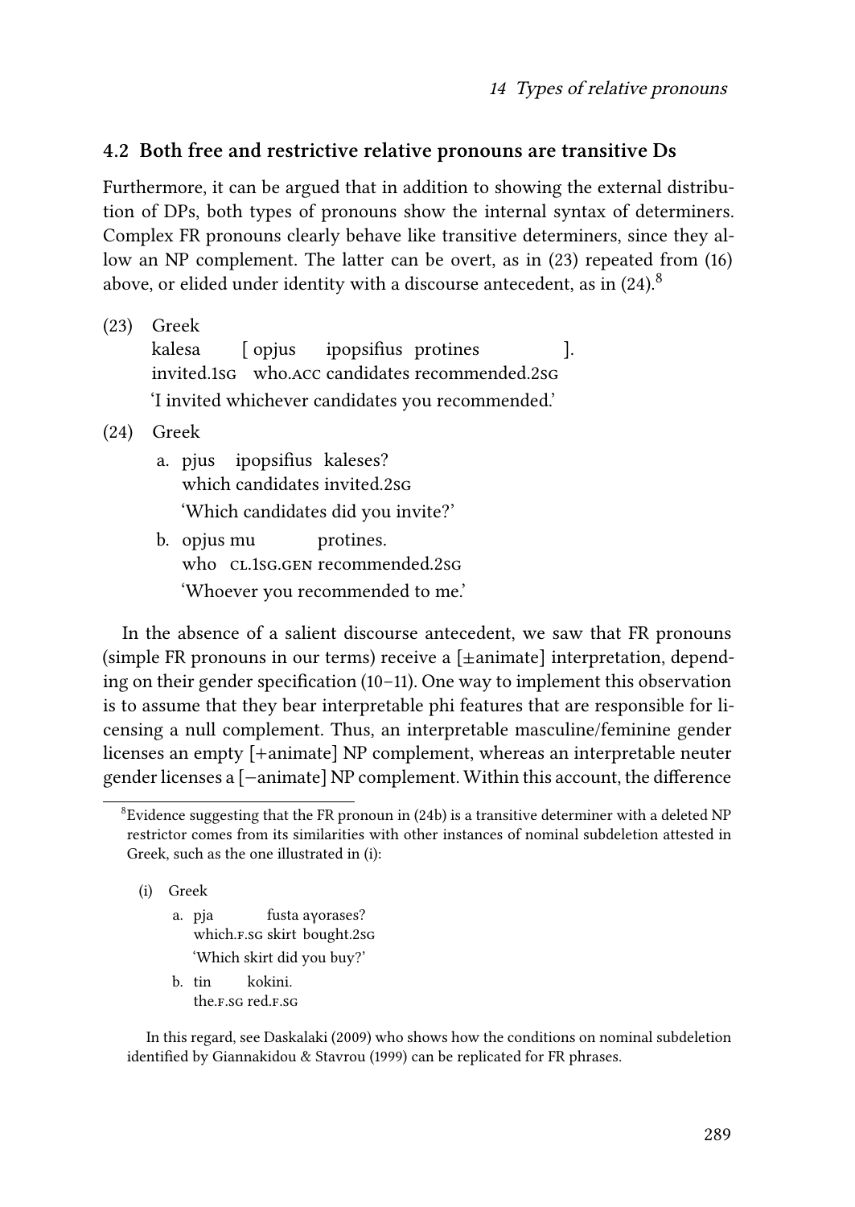## 4.2 Both free and restrictive relative pronouns are transitive Ds

Furthermore, it can be argued that in addition to showing the external distribution of DPs, both types of pronouns show the internal syntax of determiners. Complex FR pronouns clearly behave like transitive determiners, since they allow an NP complement. The latter can be overt, as in (23) repeated from (16) above, or elided under identity with a discourse antecedent, as in (24).[8]

(23) Greek
kalesa [ opjus ipopsifius protines ].
invited.1sg who.acc candidates recommended.2sg
'I invited whichever candidates you recommended.'

(24) Greek

a. pjus ipopsifius kaleses?
which candidates invited.2sg
'Which candidates did you invite?'

b. opjus mu protines.
who cl.1sg.gen recommended.2sg
'Whoever you recommended to me.'

In the absence of a salient discourse antecedent, we saw that FR pronouns (simple FR pronouns in our terms) receive a [±animate] interpretation, depending on their gender specification (10–11). One way to implement this observation is to assume that they bear interpretable phi features that are responsible for licensing a null complement. Thus, an interpretable masculine/feminine gender licenses an empty [+animate] NP complement, whereas an interpretable neuter gender licenses a [−animate] NP complement. Within this account, the difference

---

[8] Evidence suggesting that the FR pronoun in (24b) is a transitive determiner with a deleted NP restrictor comes from its similarities with other instances of nominal subdeletion attested in Greek, such as the one illustrated in (i):

(i) Greek

a. pja fusta aγorases?
which.f.sg skirt bought.2sg
'Which skirt did you buy?'

b. tin kokini.
the.f.sg red.f.sg

In this regard, see Daskalaki (2009) who shows how the conditions on nominal subdeletion identified by Giannakidou & Stavrou (1999) can be replicated for FR phrases.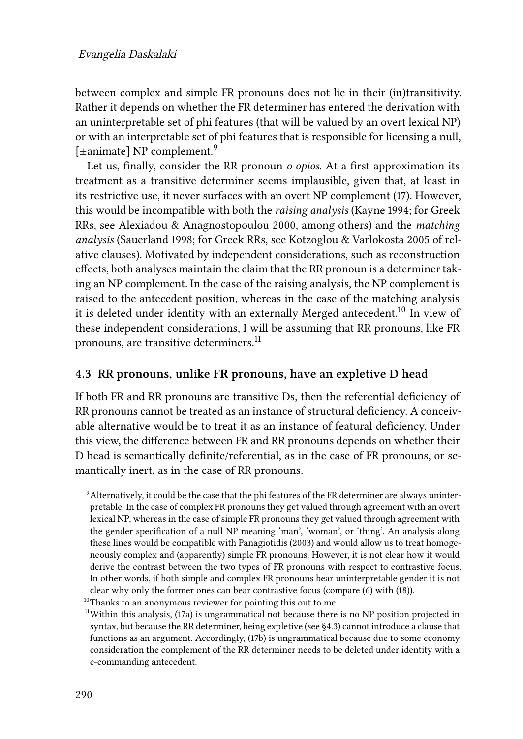between complex and simple FR pronouns does not lie in their (in)transitivity. Rather it depends on whether the FR determiner has entered the derivation with an uninterpretable set of phi features (that will be valued by an overt lexical NP) or with an interpretable set of phi features that is responsible for licensing a null, [±animate] NP complement.[9]

Let us, finally, consider the RR pronoun *o opios*. At a first approximation its treatment as a transitive determiner seems implausible, given that, at least in its restrictive use, it never surfaces with an overt NP complement (17). However, this would be incompatible with both the *raising analysis* (Kayne 1994; for Greek RRs, see Alexiadou & Anagnostopoulou 2000, among others) and the *matching analysis* (Sauerland 1998; for Greek RRs, see Kotzoglou & Varlokosta 2005 of relative clauses). Motivated by independent considerations, such as reconstruction effects, both analyses maintain the claim that the RR pronoun is a determiner taking an NP complement. In the case of the raising analysis, the NP complement is raised to the antecedent position, whereas in the case of the matching analysis it is deleted under identity with an externally Merged antecedent.[10] In view of these independent considerations, I will be assuming that RR pronouns, like FR pronouns, are transitive determiners.[11]

### 4.3 RR pronouns, unlike FR pronouns, have an expletive D head

If both FR and RR pronouns are transitive Ds, then the referential deficiency of RR pronouns cannot be treated as an instance of structural deficiency. A conceivable alternative would be to treat it as an instance of featural deficiency. Under this view, the difference between FR and RR pronouns depends on whether their D head is semantically definite/referential, as in the case of FR pronouns, or semantically inert, as in the case of RR pronouns.

[9] Alternatively, it could be the case that the phi features of the FR determiner are always uninterpretable. In the case of complex FR pronouns they get valued through agreement with an overt lexical NP, whereas in the case of simple FR pronouns they get valued through agreement with the gender specification of a null NP meaning 'man', 'woman', or 'thing'. An analysis along these lines would be compatible with Panagiotidis (2003) and would allow us to treat homogeneously complex and (apparently) simple FR pronouns. However, it is not clear how it would derive the contrast between the two types of FR pronouns with respect to contrastive focus. In other words, if both simple and complex FR pronouns bear uninterpretable gender it is not clear why only the former ones can bear contrastive focus (compare (6) with (18)).

[10] Thanks to an anonymous reviewer for pointing this out to me.

[11] Within this analysis, (17a) is ungrammatical not because there is no NP position projected in syntax, but because the RR determiner, being expletive (see §4.3) cannot introduce a clause that functions as an argument. Accordingly, (17b) is ungrammatical because due to some economy consideration the complement of the RR determiner needs to be deleted under identity with a c-commanding antecedent.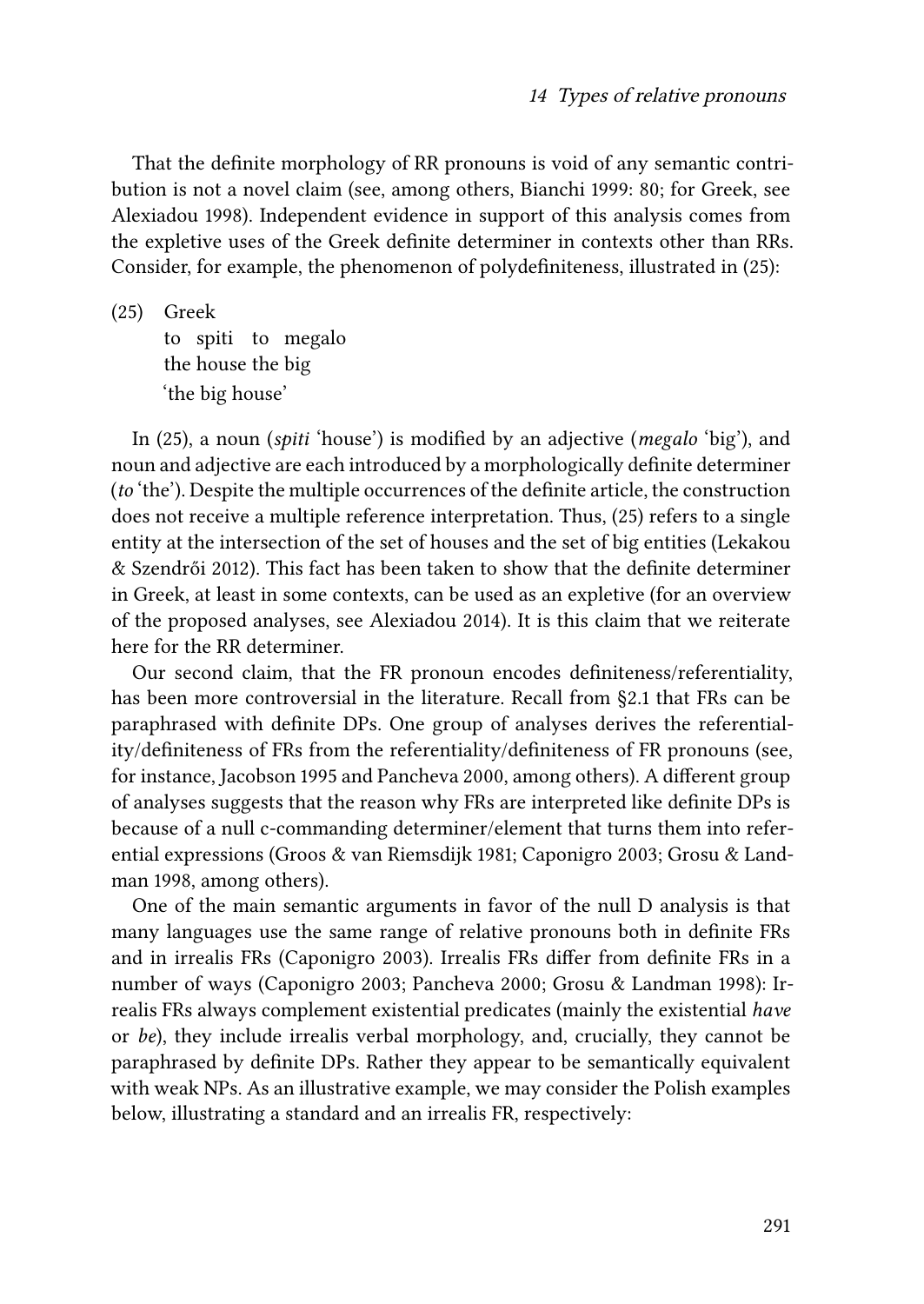That the definite morphology of RR pronouns is void of any semantic contribution is not a novel claim (see, among others, Bianchi 1999: 80; for Greek, see Alexiadou 1998). Independent evidence in support of this analysis comes from the expletive uses of the Greek definite determiner in contexts other than RRs. Consider, for example, the phenomenon of polydefiniteness, illustrated in (25):

(25) Greek
to spiti to megalo
the house the big
'the big house'

In (25), a noun (*spiti* 'house') is modified by an adjective (*megalo* 'big'), and noun and adjective are each introduced by a morphologically definite determiner (*to* 'the'). Despite the multiple occurrences of the definite article, the construction does not receive a multiple reference interpretation. Thus, (25) refers to a single entity at the intersection of the set of houses and the set of big entities (Lekakou & Szendrői 2012). This fact has been taken to show that the definite determiner in Greek, at least in some contexts, can be used as an expletive (for an overview of the proposed analyses, see Alexiadou 2014). It is this claim that we reiterate here for the RR determiner.

Our second claim, that the FR pronoun encodes definiteness/referentiality, has been more controversial in the literature. Recall from §2.1 that FRs can be paraphrased with definite DPs. One group of analyses derives the referentiality/definiteness of FRs from the referentiality/definiteness of FR pronouns (see, for instance, Jacobson 1995 and Pancheva 2000, among others). A different group of analyses suggests that the reason why FRs are interpreted like definite DPs is because of a null c-commanding determiner/element that turns them into referential expressions (Groos & van Riemsdijk 1981; Caponigro 2003; Grosu & Landman 1998, among others).

One of the main semantic arguments in favor of the null D analysis is that many languages use the same range of relative pronouns both in definite FRs and in irrealis FRs (Caponigro 2003). Irrealis FRs differ from definite FRs in a number of ways (Caponigro 2003; Pancheva 2000; Grosu & Landman 1998): Irrealis FRs always complement existential predicates (mainly the existential *have* or *be*), they include irrealis verbal morphology, and, crucially, they cannot be paraphrased by definite DPs. Rather they appear to be semantically equivalent with weak NPs. As an illustrative example, we may consider the Polish examples below, illustrating a standard and an irrealis FR, respectively: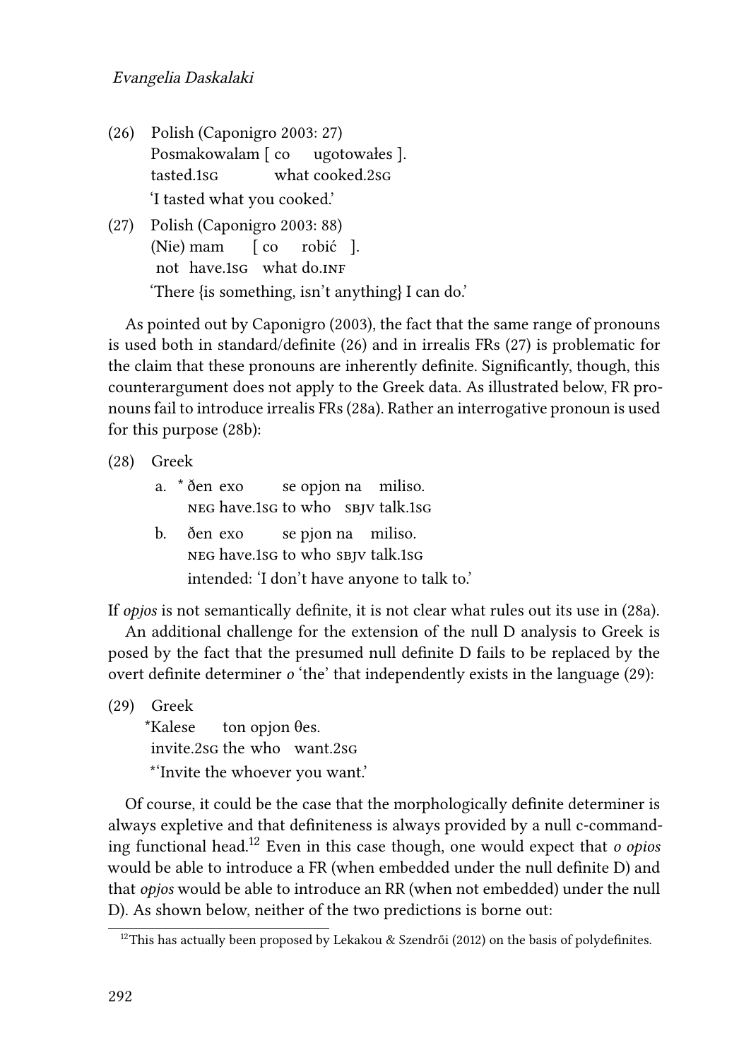(26) Polish (Caponigro 2003: 27)
Posmakowalam [ co ugotowałes ].
tasted.1SG what cooked.2SG
'I tasted what you cooked.'

(27) Polish (Caponigro 2003: 88)
(Nie) mam [ co robić ].
not have.1SG what do.INF
'There {is something, isn't anything} I can do.'

As pointed out by Caponigro (2003), the fact that the same range of pronouns is used both in standard/definite (26) and in irrealis FRs (27) is problematic for the claim that these pronouns are inherently definite. Significantly, though, this counterargument does not apply to the Greek data. As illustrated below, FR pronouns fail to introduce irrealis FRs (28a). Rather an interrogative pronoun is used for this purpose (28b):

(28) Greek
a. * ðen exo se opjon na miliso.
NEG have.1SG to who SBJV talk.1SG
b. ðen exo se pjon na miliso.
NEG have.1SG to who SBJV talk.1SG
intended: 'I don't have anyone to talk to.'

If *opjos* is not semantically definite, it is not clear what rules out its use in (28a).

An additional challenge for the extension of the null D analysis to Greek is posed by the fact that the presumed null definite D fails to be replaced by the overt definite determiner *o* 'the' that independently exists in the language (29):

(29) Greek
*Kalese ton opjon θes.
invite.2SG the who want.2SG
*'Invite the whoever you want.'

Of course, it could be the case that the morphologically definite determiner is always expletive and that definiteness is always provided by a null c-commanding functional head.[12] Even in this case though, one would expect that *o opios* would be able to introduce a FR (when embedded under the null definite D) and that *opjos* would be able to introduce an RR (when not embedded) under the null D). As shown below, neither of the two predictions is borne out:

[12] This has actually been proposed by Lekakou & Szendrői (2012) on the basis of polydefinites.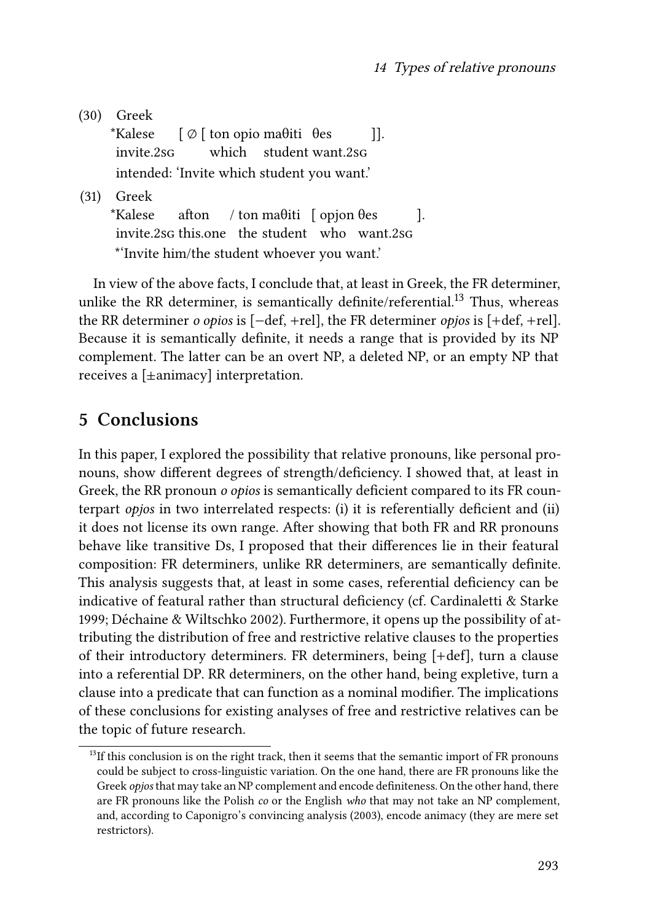(30) Greek

\*Kalese [ ∅ [ ton opio maθiti θes ]].
invite.2SG which student want.2SG
intended: 'Invite which student you want.'

(31) Greek

\*Kalese afton / ton maθiti [ opjon θes ].
invite.2SG this.one the student who want.2SG
\*'Invite him/the student whoever you want.'

In view of the above facts, I conclude that, at least in Greek, the FR determiner, unlike the RR determiner, is semantically definite/referential.[13] Thus, whereas the RR determiner *o opios* is [−def, +rel], the FR determiner *opjos* is [+def, +rel]. Because it is semantically definite, it needs a range that is provided by its NP complement. The latter can be an overt NP, a deleted NP, or an empty NP that receives a [±animacy] interpretation.

## 5 Conclusions

In this paper, I explored the possibility that relative pronouns, like personal pronouns, show different degrees of strength/deficiency. I showed that, at least in Greek, the RR pronoun *o opios* is semantically deficient compared to its FR counterpart *opjos* in two interrelated respects: (i) it is referentially deficient and (ii) it does not license its own range. After showing that both FR and RR pronouns behave like transitive Ds, I proposed that their differences lie in their featural composition: FR determiners, unlike RR determiners, are semantically definite. This analysis suggests that, at least in some cases, referential deficiency can be indicative of featural rather than structural deficiency (cf. Cardinaletti & Starke 1999; Déchaine & Wiltschko 2002). Furthermore, it opens up the possibility of attributing the distribution of free and restrictive relative clauses to the properties of their introductory determiners. FR determiners, being [+def], turn a clause into a referential DP. RR determiners, on the other hand, being expletive, turn a clause into a predicate that can function as a nominal modifier. The implications of these conclusions for existing analyses of free and restrictive relatives can be the topic of future research.

[13] If this conclusion is on the right track, then it seems that the semantic import of FR pronouns could be subject to cross-linguistic variation. On the one hand, there are FR pronouns like the Greek *opjos* that may take an NP complement and encode definiteness. On the other hand, there are FR pronouns like the Polish *co* or the English *who* that may not take an NP complement, and, according to Caponigro's convincing analysis (2003), encode animacy (they are mere set restrictors).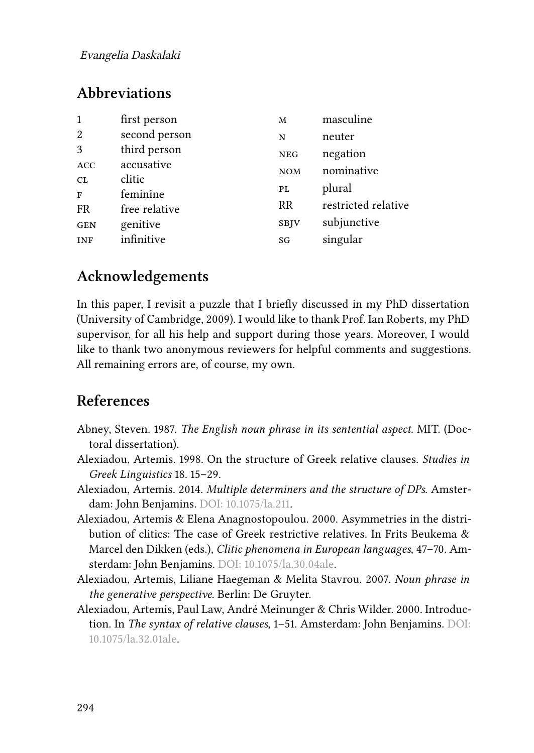## Abbreviations

| | | | |
|---|---|---|---|
| 1 | first person | M | masculine |
| 2 | second person | N | neuter |
| 3 | third person | NEG | negation |
| ACC | accusative | NOM | nominative |
| CL | clitic | PL | plural |
| F | feminine | RR | restricted relative |
| FR | free relative | SBJV | subjunctive |
| GEN | genitive | SG | singular |
| INF | infinitive | | |

## Acknowledgements

In this paper, I revisit a puzzle that I briefly discussed in my PhD dissertation (University of Cambridge, 2009). I would like to thank Prof. Ian Roberts, my PhD supervisor, for all his help and support during those years. Moreover, I would like to thank two anonymous reviewers for helpful comments and suggestions. All remaining errors are, of course, my own.

## References

Abney, Steven. 1987. *The English noun phrase in its sentential aspect*. MIT. (Doctoral dissertation).

Alexiadou, Artemis. 1998. On the structure of Greek relative clauses. *Studies in Greek Linguistics* 18. 15–29.

Alexiadou, Artemis. 2014. *Multiple determiners and the structure of DPs*. Amsterdam: John Benjamins. DOI: 10.1075/la.211.

Alexiadou, Artemis & Elena Anagnostopoulou. 2000. Asymmetries in the distribution of clitics: The case of Greek restrictive relatives. In Frits Beukema & Marcel den Dikken (eds.), *Clitic phenomena in European languages*, 47–70. Amsterdam: John Benjamins. DOI: 10.1075/la.30.04ale.

Alexiadou, Artemis, Liliane Haegeman & Melita Stavrou. 2007. *Noun phrase in the generative perspective*. Berlin: De Gruyter.

Alexiadou, Artemis, Paul Law, André Meinunger & Chris Wilder. 2000. Introduction. In *The syntax of relative clauses*, 1–51. Amsterdam: John Benjamins. DOI: 10.1075/la.32.01ale.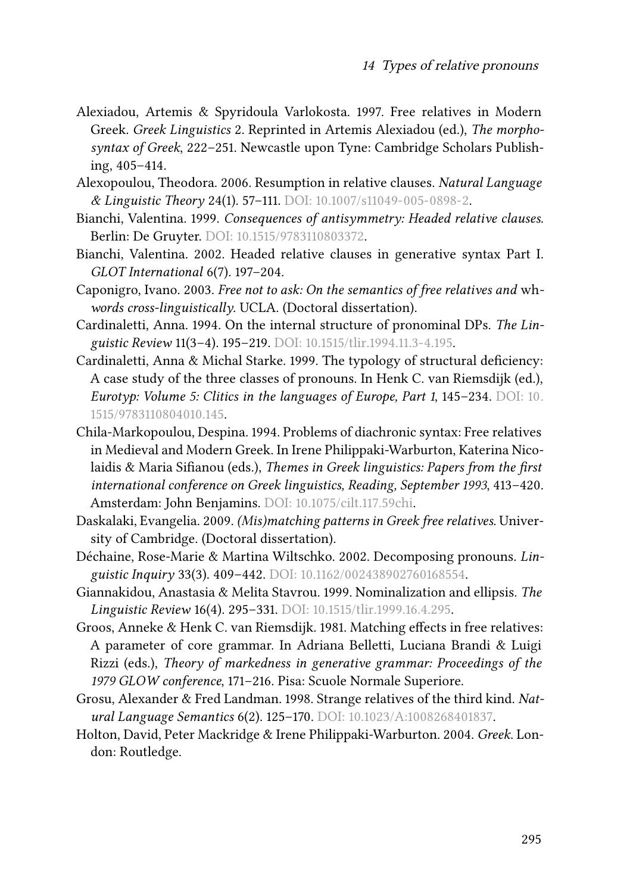Alexiadou, Artemis & Spyridoula Varlokosta. 1997. Free relatives in Modern Greek. *Greek Linguistics* 2. Reprinted in Artemis Alexiadou (ed.), *The morphosyntax of Greek*, 222–251. Newcastle upon Tyne: Cambridge Scholars Publishing, 405–414.

Alexopoulou, Theodora. 2006. Resumption in relative clauses. *Natural Language & Linguistic Theory* 24(1). 57–111. DOI: 10.1007/s11049-005-0898-2.

Bianchi, Valentina. 1999. *Consequences of antisymmetry: Headed relative clauses*. Berlin: De Gruyter. DOI: 10.1515/9783110803372.

Bianchi, Valentina. 2002. Headed relative clauses in generative syntax Part I. *GLOT International* 6(7). 197–204.

Caponigro, Ivano. 2003. *Free not to ask: On the semantics of free relatives and* wh-*words cross-linguistically*. UCLA. (Doctoral dissertation).

Cardinaletti, Anna. 1994. On the internal structure of pronominal DPs. *The Linguistic Review* 11(3–4). 195–219. DOI: 10.1515/tlir.1994.11.3-4.195.

Cardinaletti, Anna & Michal Starke. 1999. The typology of structural deficiency: A case study of the three classes of pronouns. In Henk C. van Riemsdijk (ed.), *Eurotyp: Volume 5: Clitics in the languages of Europe, Part 1*, 145–234. DOI: 10.1515/9783110804010.145.

Chila-Markopoulou, Despina. 1994. Problems of diachronic syntax: Free relatives in Medieval and Modern Greek. In Irene Philippaki-Warburton, Katerina Nicolaidis & Maria Sifianou (eds.), *Themes in Greek linguistics: Papers from the first international conference on Greek linguistics, Reading, September 1993*, 413–420. Amsterdam: John Benjamins. DOI: 10.1075/cilt.117.59chi.

Daskalaki, Evangelia. 2009. *(Mis)matching patterns in Greek free relatives*. University of Cambridge. (Doctoral dissertation).

Déchaine, Rose-Marie & Martina Wiltschko. 2002. Decomposing pronouns. *Linguistic Inquiry* 33(3). 409–442. DOI: 10.1162/002438902760168554.

Giannakidou, Anastasia & Melita Stavrou. 1999. Nominalization and ellipsis. *The Linguistic Review* 16(4). 295–331. DOI: 10.1515/tlir.1999.16.4.295.

Groos, Anneke & Henk C. van Riemsdijk. 1981. Matching effects in free relatives: A parameter of core grammar. In Adriana Belletti, Luciana Brandi & Luigi Rizzi (eds.), *Theory of markedness in generative grammar: Proceedings of the 1979 GLOW conference*, 171–216. Pisa: Scuole Normale Superiore.

Grosu, Alexander & Fred Landman. 1998. Strange relatives of the third kind. *Natural Language Semantics* 6(2). 125–170. DOI: 10.1023/A:1008268401837.

Holton, David, Peter Mackridge & Irene Philippaki-Warburton. 2004. *Greek*. London: Routledge.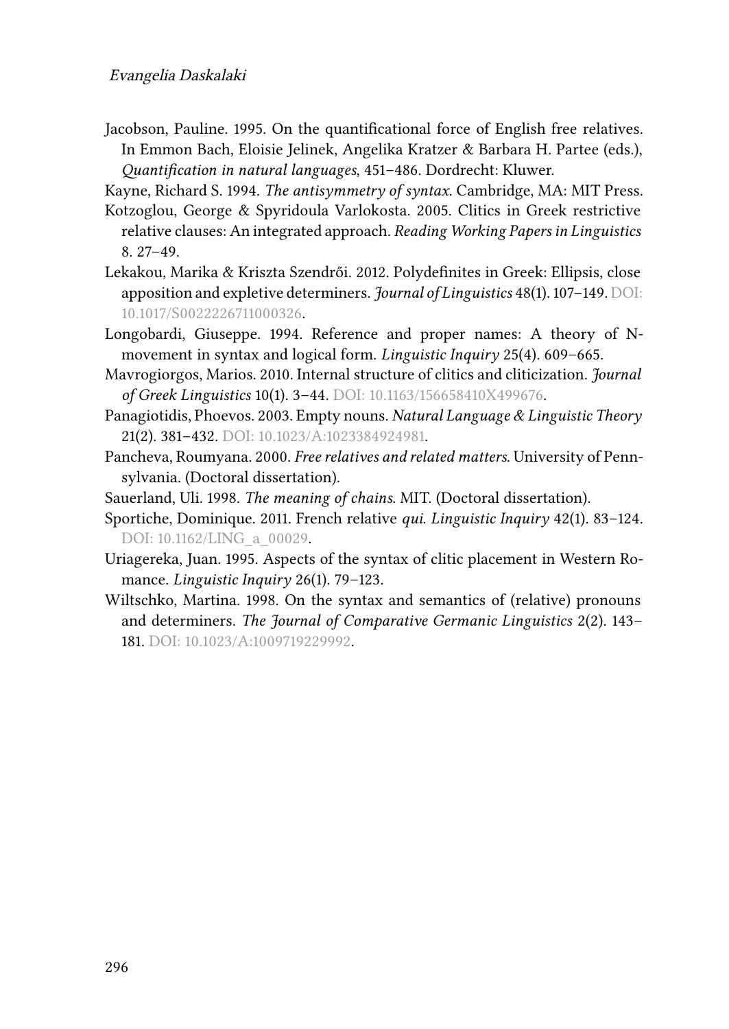Jacobson, Pauline. 1995. On the quantificational force of English free relatives. In Emmon Bach, Eloisie Jelinek, Angelika Kratzer & Barbara H. Partee (eds.), *Quantification in natural languages*, 451–486. Dordrecht: Kluwer.

Kayne, Richard S. 1994. *The antisymmetry of syntax*. Cambridge, MA: MIT Press.

Kotzoglou, George & Spyridoula Varlokosta. 2005. Clitics in Greek restrictive relative clauses: An integrated approach. *Reading Working Papers in Linguistics* 8. 27–49.

Lekakou, Marika & Kriszta Szendrői. 2012. Polydefinites in Greek: Ellipsis, close apposition and expletive determiners. *Journal of Linguistics* 48(1). 107–149. DOI: 10.1017/S0022226711000326.

Longobardi, Giuseppe. 1994. Reference and proper names: A theory of N-movement in syntax and logical form. *Linguistic Inquiry* 25(4). 609–665.

Mavrogiorgos, Marios. 2010. Internal structure of clitics and cliticization. *Journal of Greek Linguistics* 10(1). 3–44. DOI: 10.1163/156658410X499676.

Panagiotidis, Phoevos. 2003. Empty nouns. *Natural Language & Linguistic Theory* 21(2). 381–432. DOI: 10.1023/A:1023384924981.

Pancheva, Roumyana. 2000. *Free relatives and related matters*. University of Pennsylvania. (Doctoral dissertation).

Sauerland, Uli. 1998. *The meaning of chains*. MIT. (Doctoral dissertation).

Sportiche, Dominique. 2011. French relative *qui*. *Linguistic Inquiry* 42(1). 83–124. DOI: 10.1162/LING_a_00029.

Uriagereka, Juan. 1995. Aspects of the syntax of clitic placement in Western Romance. *Linguistic Inquiry* 26(1). 79–123.

Wiltschko, Martina. 1998. On the syntax and semantics of (relative) pronouns and determiners. *The Journal of Comparative Germanic Linguistics* 2(2). 143–181. DOI: 10.1023/A:1009719229992.